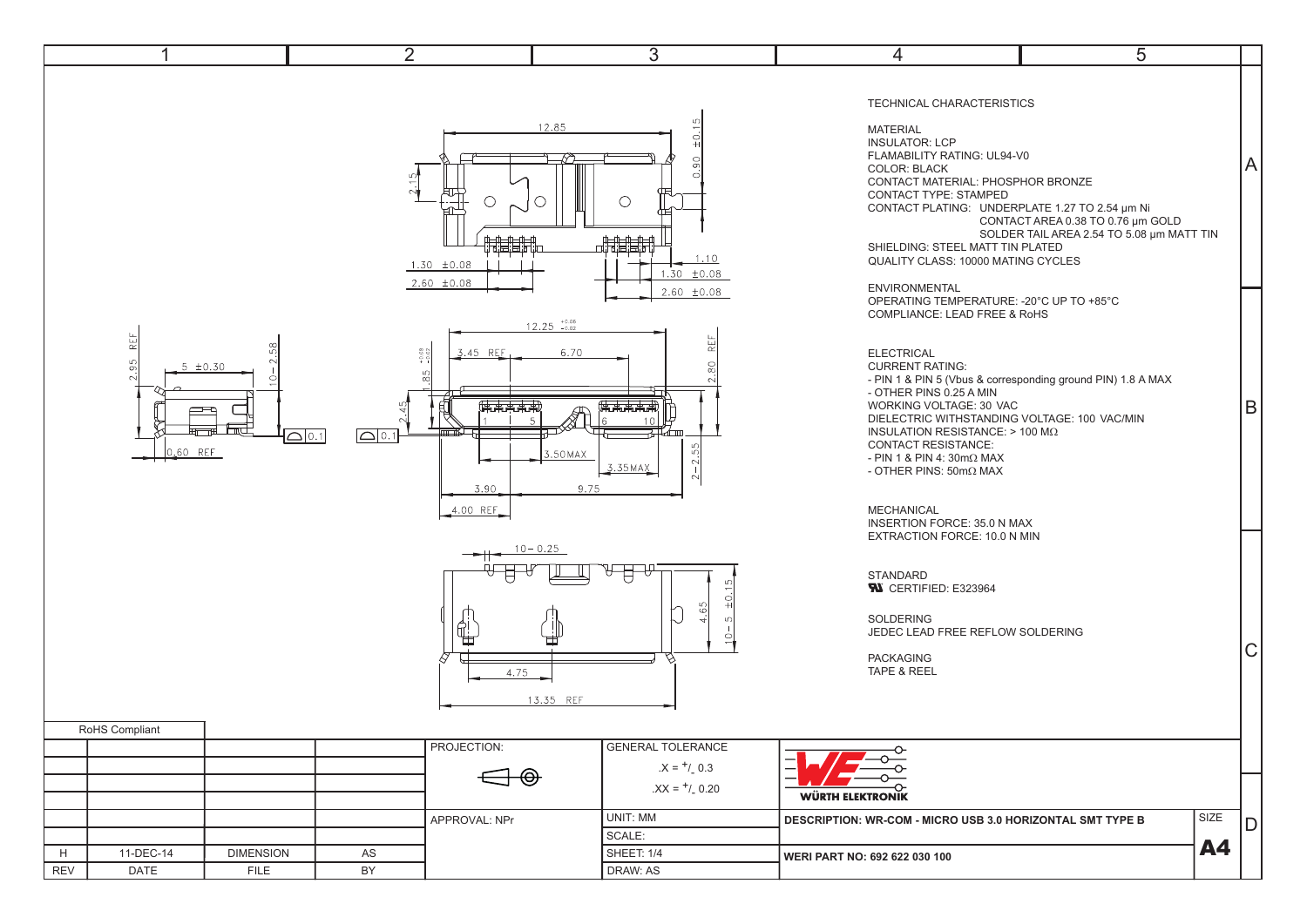TECHNICAL CHARACTERISTICS

MATERIAL
INSULATOR: LCP
FLAMABILITY RATING: UL94-V0
COLOR: BLACK
CONTACT MATERIAL: PHOSPHOR BRONZE
CONTACT TYPE: STAMPED
CONTACT PLATING: UNDERPLATE 1.27 TO 2.54 µm Ni
CONTACT AREA 0.38 TO 0.76 µm GOLD
SOLDER TAIL AREA 2.54 TO 5.08 µm MATT TIN
SHIELDING: STEEL MATT TIN PLATED
QUALITY CLASS: 10000 MATING CYCLES

ENVIRONMENTAL
OPERATING TEMPERATURE: -20°C UP TO +85°C
COMPLIANCE: LEAD FREE & RoHS

ELECTRICAL
CURRENT RATING:
- PIN 1 & PIN 5 (Vbus & corresponding ground PIN) 1.8 A MAX
- OTHER PINS 0.25 A MIN
WORKING VOLTAGE: 30 VAC
DIELECTRIC WITHSTANDING VOLTAGE: 100 VAC/MIN
INSULATION RESISTANCE: > 100 MΩ
CONTACT RESISTANCE:
- PIN 1 & PIN 4: 30mΩ MAX
- OTHER PINS: 50mΩ MAX

MECHANICAL
INSERTION FORCE: 35.0 N MAX
EXTRACTION FORCE: 10.0 N MIN

STANDARD
UL CERTIFIED: E323964

SOLDERING
JEDEC LEAD FREE REFLOW SOLDERING

PACKAGING
TAPE & REEL

RoHS Compliant

| REV | DATE | FILE | BY |
|---|---|---|---|
| H | 11-DEC-14 | DIMENSION | AS |

| PROJECTION: | GENERAL TOLERANCE .X = +/- 0.3 .XX = +/- 0.20 |
|---|---|
| APPROVAL: NPr | UNIT: MM |
| | SCALE: |
| | SHEET: 1/4 |
| | DRAW: AS |

WÜRTH ELEKTRONIK

**DESCRIPTION: WR-COM - MICRO USB 3.0 HORIZONTAL SMT TYPE B**

**WERI PART NO: 692 622 030 100**

SIZE **A4**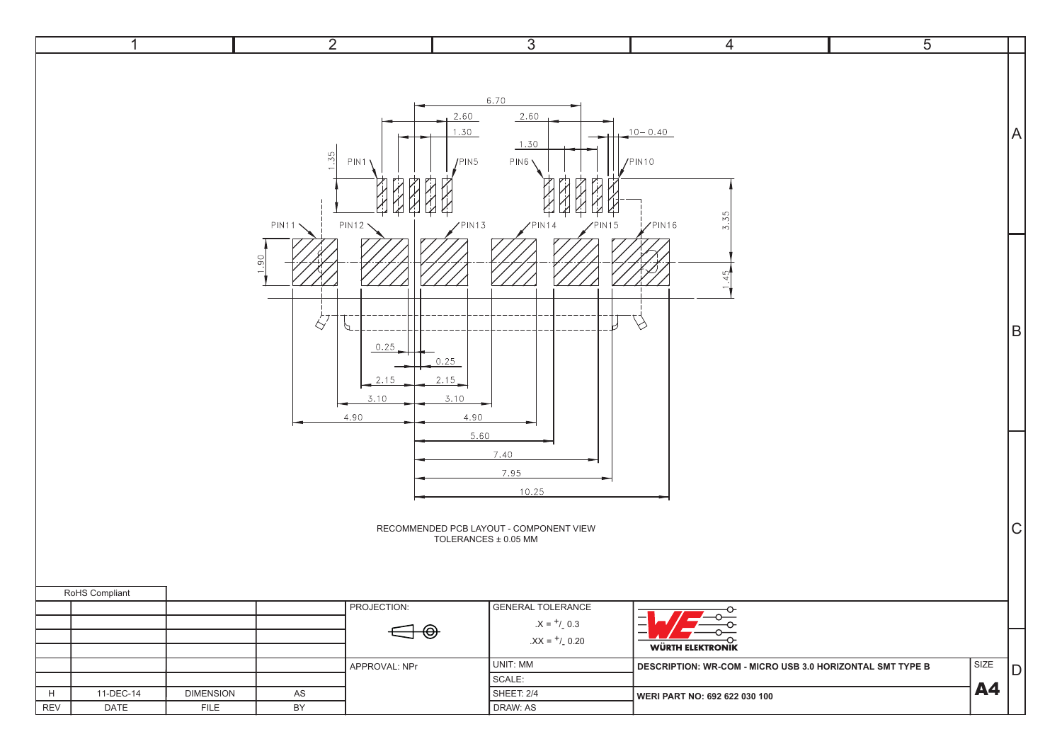PIN1 PIN5 PIN6 PIN10

PIN11 PIN12 PIN13 PIN14 PIN15 PIN16

6.70, 2.60, 1.30, 2.60, 1.30, 10– 0.40, 1.35, 3.35, 1.45, 1.90, 0.25, 0.25, 2.15, 2.15, 3.10, 3.10, 4.90, 4.90, 5.60, 7.40, 7.95, 10.25

RECOMMENDED PCB LAYOUT - COMPONENT VIEW
TOLERANCES ± 0.05 MM

RoHS Compliant

| | | | | PROJECTION: | GENERAL TOLERANCE | WÜRTH ELEKTRONIK | |
|---|---|---|---|---|---|---|---|
| | | | | | .X = +/- 0.3 | | |
| | | | | | .XX = +/- 0.20 | | |
| | | | | APPROVAL: NPr | UNIT: MM | DESCRIPTION: WR-COM - MICRO USB 3.0 HORIZONTAL SMT TYPE B | SIZE |
| | | | | | SCALE: | | A4 |
| H | 11-DEC-14 | DIMENSION | AS | | SHEET: 2/4 | WERI PART NO: 692 622 030 100 | |
| REV | DATE | FILE | BY | | DRAW: AS | | |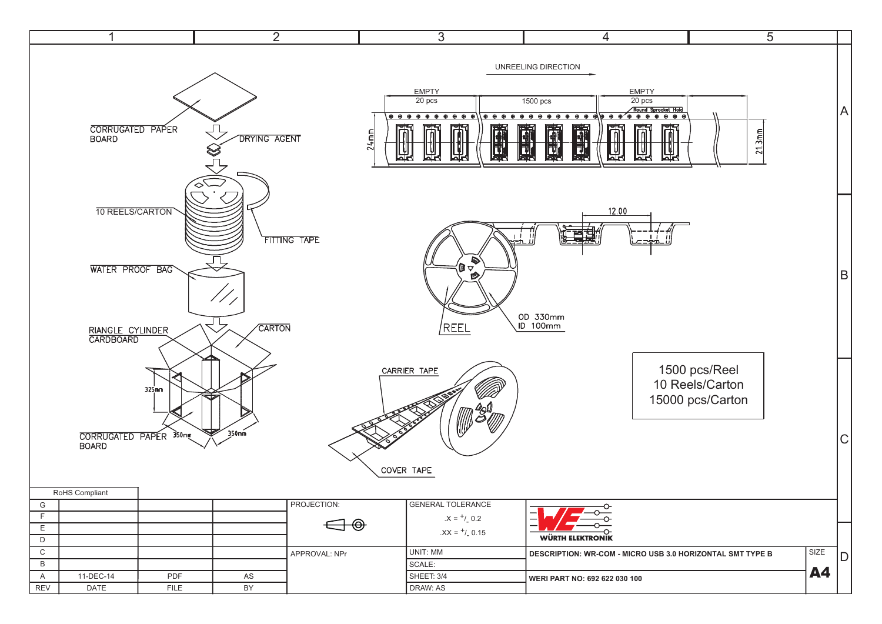UNREELING DIRECTION

| EMPTY | | EMPTY |
|---|---|---|
| 20 pcs | 1500 pcs | 20 pcs |

Round Sprocket Hold

24mm

21.3mm

CORRUGATED PAPER BOARD

DRYING AGENT

10 REELS/CARTON

FITTING TAPE

WATER PROOF BAG

RIANGLE CYLINDER CARDBOARD

CARTON

325mm

CORRUGATED PAPER BOARD

350mm

350mm

12.00

REEL

OD 330mm
ID 100mm

CARRIER TAPE

COVER TAPE

1500 pcs/Reel
10 Reels/Carton
15000 pcs/Carton

| RoHS Compliant | | | |
|---|---|---|---|
| G | | | |
| F | | | |
| E | | | |
| D | | | |
| C | | | |
| B | | | |
| A | 11-DEC-14 | PDF | AS |
| REV | DATE | FILE | BY |

PROJECTION:

APPROVAL: NPr

GENERAL TOLERANCE

.X = $^{+}/_{-}$ 0.2

.XX = $^{+}/_{-}$ 0.15

UNIT: MM

SCALE:

SHEET: 3/4

DRAW: AS

WÜRTH ELEKTRONIK

**DESCRIPTION: WR-COM - MICRO USB 3.0 HORIZONTAL SMT TYPE B**

**WERI PART NO: 692 622 030 100**

SIZE **A4**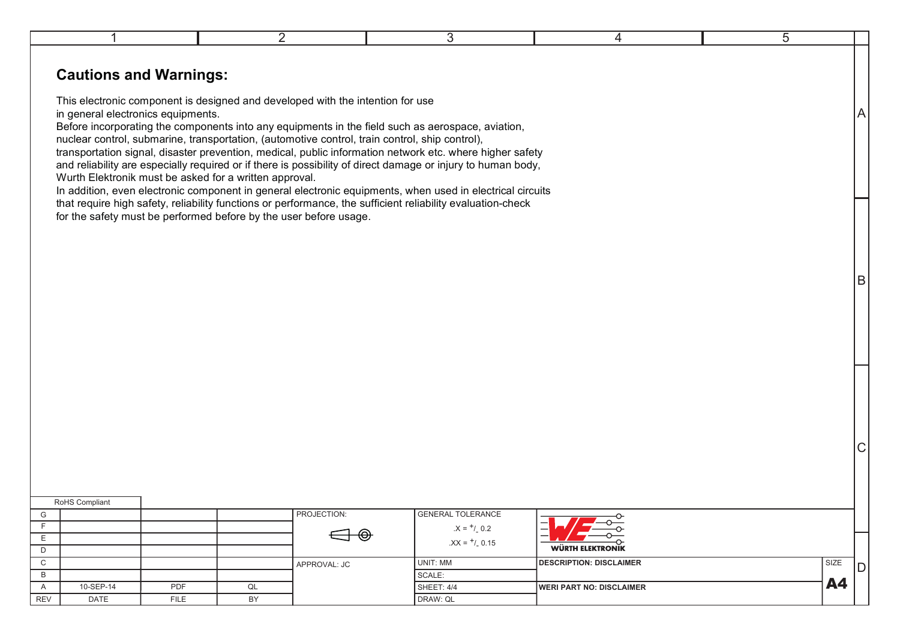## Cautions and Warnings:

This electronic component is designed and developed with the intention for use in general electronics equipments.
Before incorporating the components into any equipments in the field such as aerospace, aviation, nuclear control, submarine, transportation, (automotive control, train control, ship control), transportation signal, disaster prevention, medical, public information network etc. where higher safety and reliability are especially required or if there is possibility of direct damage or injury to human body, Wurth Elektronik must be asked for a written approval.
In addition, even electronic component in general electronic equipments, when used in electrical circuits that require high safety, reliability functions or performance, the sufficient reliability evaluation-check for the safety must be performed before by the user before usage.

RoHS Compliant

| REV | DATE | FILE | BY |
|---|---|---|---|
| G | | | |
| F | | | |
| E | | | |
| D | | | |
| C | | | |
| B | | | |
| A | 10-SEP-14 | PDF | QL |

PROJECTION:

GENERAL TOLERANCE
.X = $^{+}/_{-}$ 0.2
.XX = $^{+}/_{-}$ 0.15

WÜRTH ELEKTRONIK

APPROVAL: JC

UNIT: MM
SCALE:
SHEET: 4/4
DRAW: QL

DESCRIPTION: DISCLAIMER

WERI PART NO: DISCLAIMER

SIZE: A4